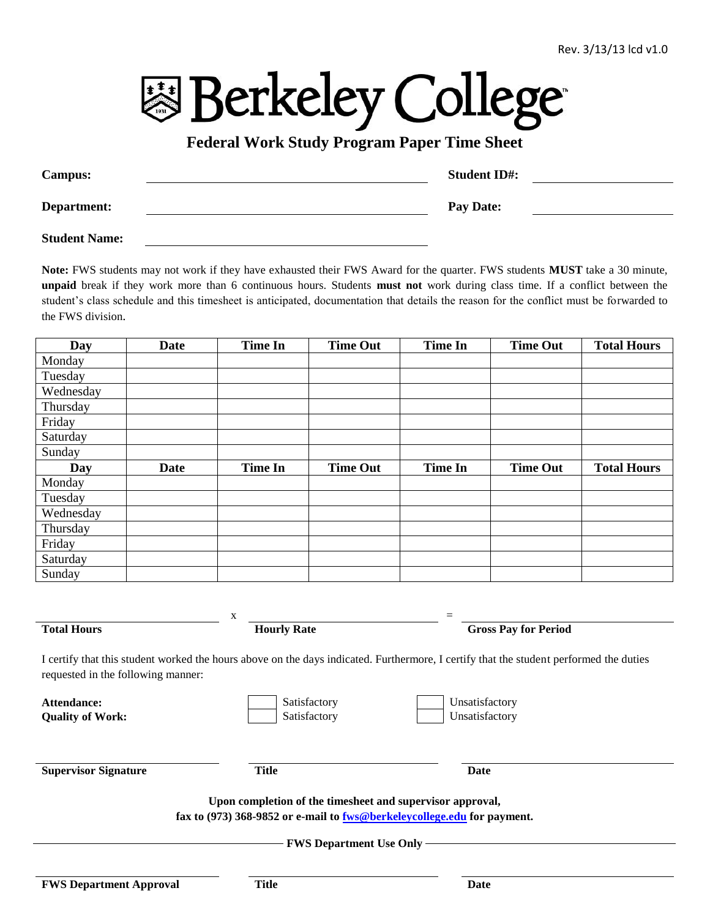Rev. 3/13/13 lcd v1.0

# Berkeley College

## Federal Work Study Program Paper Time Sheet

**Campus:** ______________________ **Student ID#:** ______________________

**Department:** ______________________ **Pay Date:** ______________________

**Student Name:** ______________________

**Note:** FWS students may not work if they have exhausted their FWS Award for the quarter. FWS students **MUST** take a 30 minute, **unpaid** break if they work more than 6 continuous hours. Students **must not** work during class time. If a conflict between the student's class schedule and this timesheet is anticipated, documentation that details the reason for the conflict must be forwarded to the FWS division.

| Day | Date | Time In | Time Out | Time In | Time Out | Total Hours |
|---|---|---|---|---|---|---|
| Monday | | | | | | |
| Tuesday | | | | | | |
| Wednesday | | | | | | |
| Thursday | | | | | | |
| Friday | | | | | | |
| Saturday | | | | | | |
| Sunday | | | | | | |
| **Day** | **Date** | **Time In** | **Time Out** | **Time In** | **Time Out** | **Total Hours** |
| Monday | | | | | | |
| Tuesday | | | | | | |
| Wednesday | | | | | | |
| Thursday | | | | | | |
| Friday | | | | | | |
| Saturday | | | | | | |
| Sunday | | | | | | |

______________________ x ______________________ = ______________________

**Total Hours** **Hourly Rate** **Gross Pay for Period**

I certify that this student worked the hours above on the days indicated. Furthermore, I certify that the student performed the duties requested in the following manner:

**Attendance:** ☐ Satisfactory ☐ Unsatisfactory

**Quality of Work:** ☐ Satisfactory ☐ Unsatisfactory

______________________ ______________________ ______________________

**Supervisor Signature** **Title** **Date**

**Upon completion of the timesheet and supervisor approval,**
**fax to (973) 368-9852 or e-mail to fws@berkeleycollege.edu for payment.**

**FWS Department Use Only**

______________________ ______________________ ______________________

**FWS Department Approval** **Title** **Date**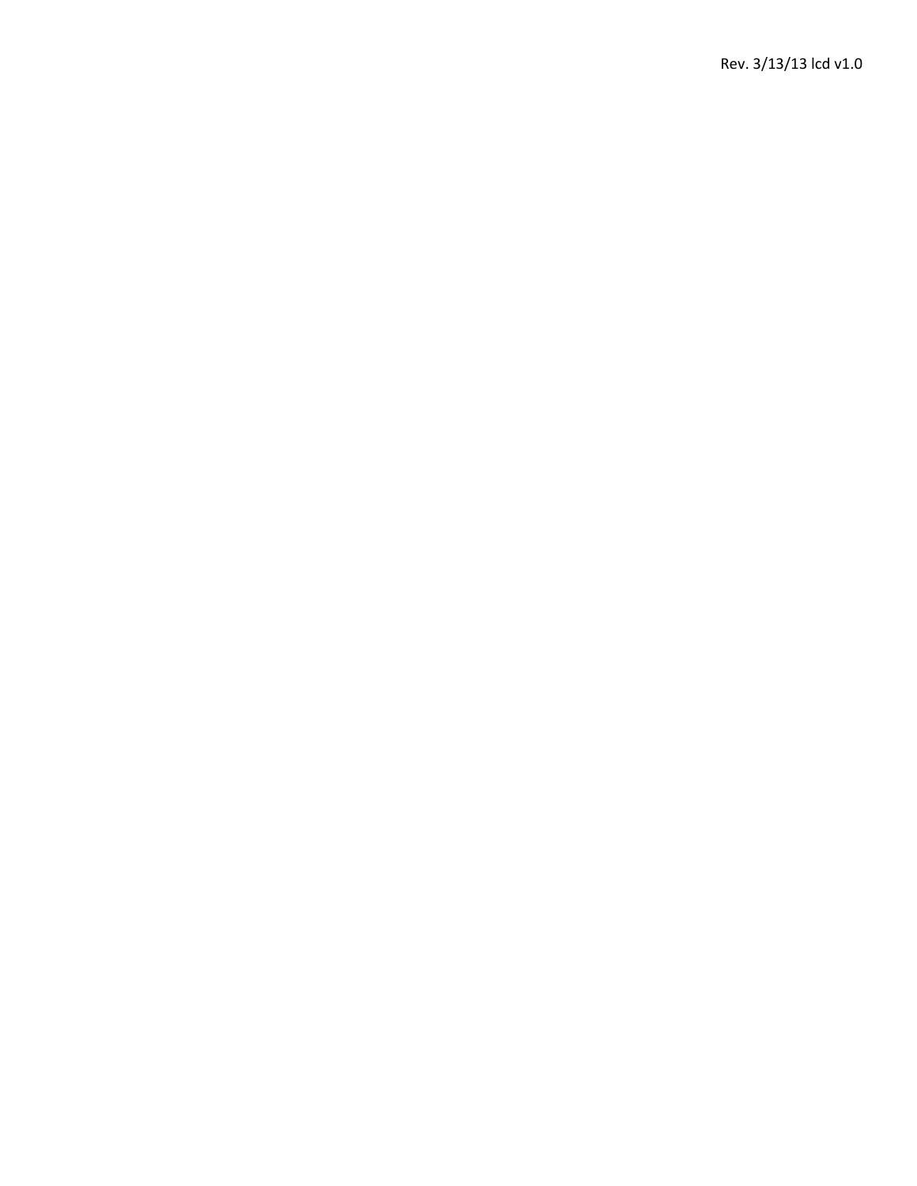Rev. 3/13/13 lcd v1.0